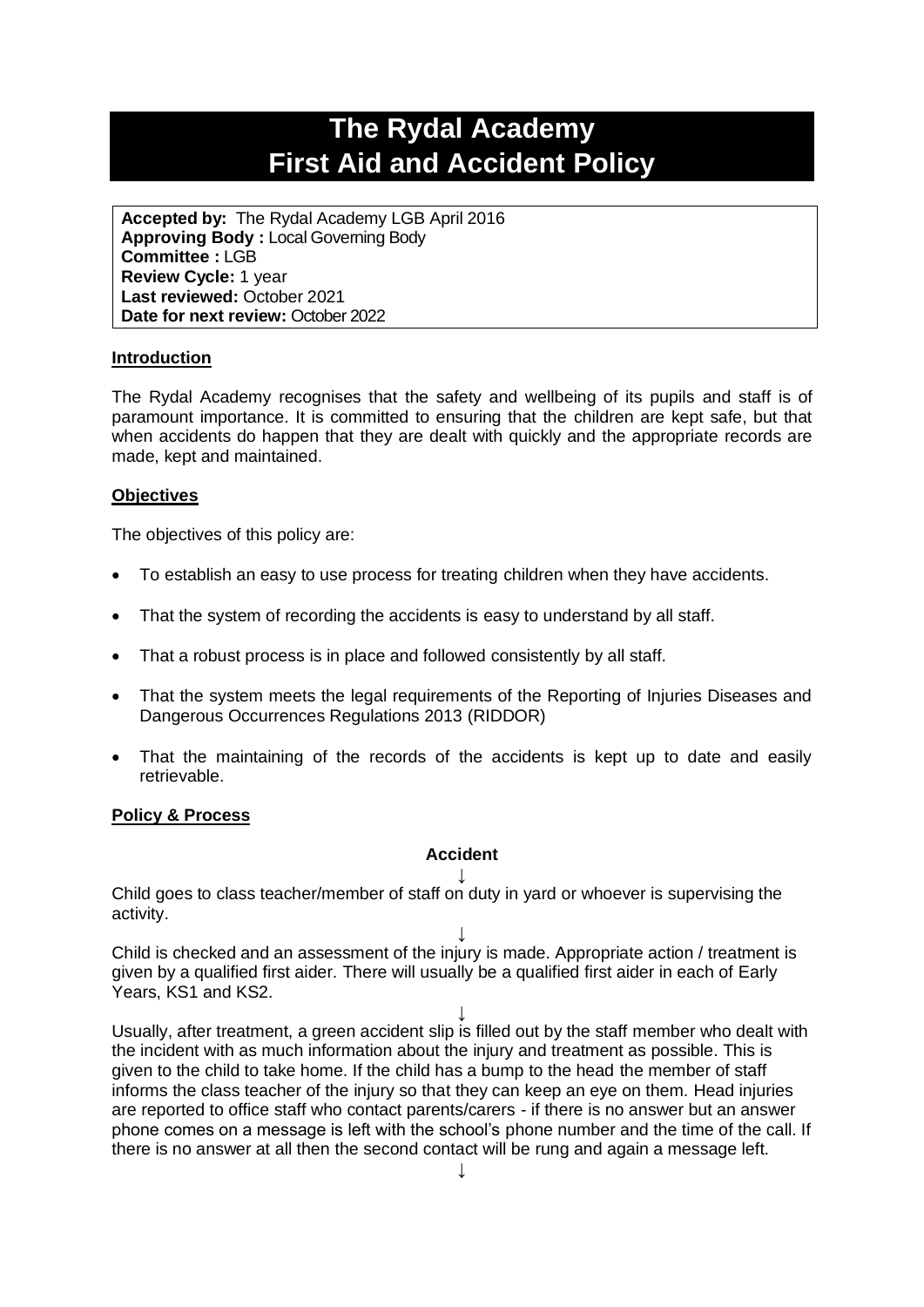# The Rydal Academy
# First Aid and Accident Policy

**Accepted by:** The Rydal Academy LGB April 2016
**Approving Body :** Local Governing Body
**Committee :** LGB
**Review Cycle:** 1 year
**Last reviewed:** October 2021
**Date for next review:** October 2022

## Introduction

The Rydal Academy recognises that the safety and wellbeing of its pupils and staff is of paramount importance. It is committed to ensuring that the children are kept safe, but that when accidents do happen that they are dealt with quickly and the appropriate records are made, kept and maintained.

## Objectives

The objectives of this policy are:

- To establish an easy to use process for treating children when they have accidents.
- That the system of recording the accidents is easy to understand by all staff.
- That a robust process is in place and followed consistently by all staff.
- That the system meets the legal requirements of the Reporting of Injuries Diseases and Dangerous Occurrences Regulations 2013 (RIDDOR)
- That the maintaining of the records of the accidents is kept up to date and easily retrievable.

## Policy & Process

**Accident**

↓

Child goes to class teacher/member of staff on duty in yard or whoever is supervising the activity.

↓

Child is checked and an assessment of the injury is made. Appropriate action / treatment is given by a qualified first aider. There will usually be a qualified first aider in each of Early Years, KS1 and KS2.

↓

Usually, after treatment, a green accident slip is filled out by the staff member who dealt with the incident with as much information about the injury and treatment as possible. This is given to the child to take home. If the child has a bump to the head the member of staff informs the class teacher of the injury so that they can keep an eye on them. Head injuries are reported to office staff who contact parents/carers - if there is no answer but an answer phone comes on a message is left with the school's phone number and the time of the call. If there is no answer at all then the second contact will be rung and again a message left.

↓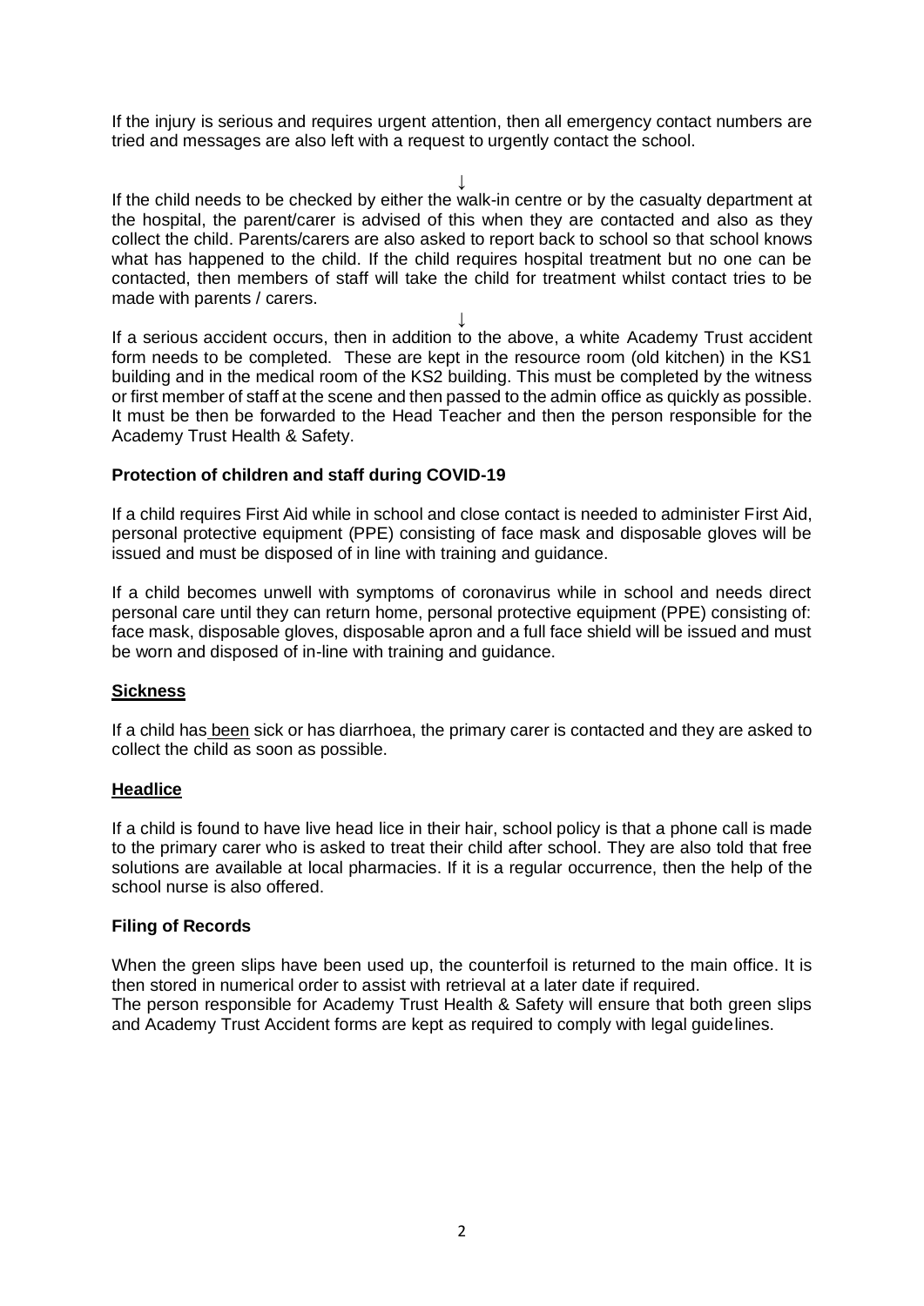If the injury is serious and requires urgent attention, then all emergency contact numbers are tried and messages are also left with a request to urgently contact the school.

↓

If the child needs to be checked by either the walk-in centre or by the casualty department at the hospital, the parent/carer is advised of this when they are contacted and also as they collect the child. Parents/carers are also asked to report back to school so that school knows what has happened to the child. If the child requires hospital treatment but no one can be contacted, then members of staff will take the child for treatment whilst contact tries to be made with parents / carers.

↓

If a serious accident occurs, then in addition to the above, a white Academy Trust accident form needs to be completed. These are kept in the resource room (old kitchen) in the KS1 building and in the medical room of the KS2 building. This must be completed by the witness or first member of staff at the scene and then passed to the admin office as quickly as possible. It must be then be forwarded to the Head Teacher and then the person responsible for the Academy Trust Health & Safety.

**Protection of children and staff during COVID-19**

If a child requires First Aid while in school and close contact is needed to administer First Aid, personal protective equipment (PPE) consisting of face mask and disposable gloves will be issued and must be disposed of in line with training and guidance.

If a child becomes unwell with symptoms of coronavirus while in school and needs direct personal care until they can return home, personal protective equipment (PPE) consisting of: face mask, disposable gloves, disposable apron and a full face shield will be issued and must be worn and disposed of in-line with training and guidance.

**Sickness**

If a child has been sick or has diarrhoea, the primary carer is contacted and they are asked to collect the child as soon as possible.

**Headlice**

If a child is found to have live head lice in their hair, school policy is that a phone call is made to the primary carer who is asked to treat their child after school. They are also told that free solutions are available at local pharmacies. If it is a regular occurrence, then the help of the school nurse is also offered.

**Filing of Records**

When the green slips have been used up, the counterfoil is returned to the main office. It is then stored in numerical order to assist with retrieval at a later date if required.
The person responsible for Academy Trust Health & Safety will ensure that both green slips and Academy Trust Accident forms are kept as required to comply with legal guidelines.